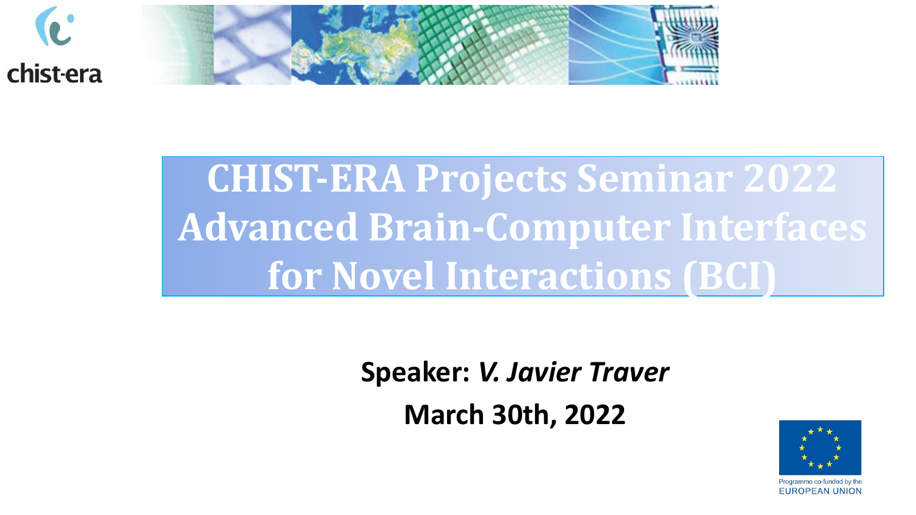# CHIST-ERA Projects Seminar 2022 Advanced Brain-Computer Interfaces for Novel Interactions (BCI)

**Speaker:** ***V. Javier Traver***

**March 30th, 2022**

Programme co-funded by the EUROPEAN UNION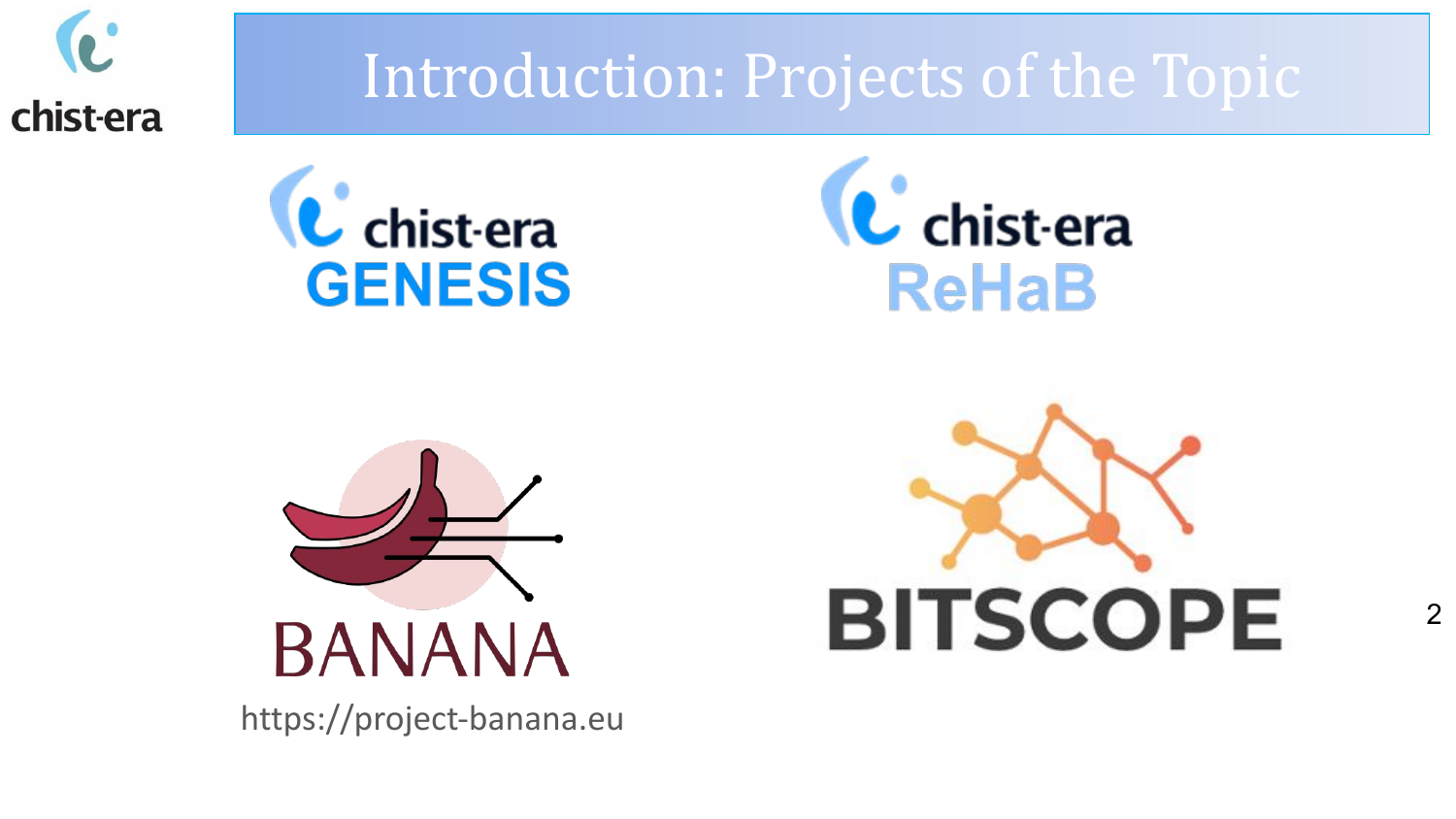# Introduction: Projects of the Topic

chist-era GENESIS

chist-era ReHaB

BANANA

https://project-banana.eu

BITSCOPE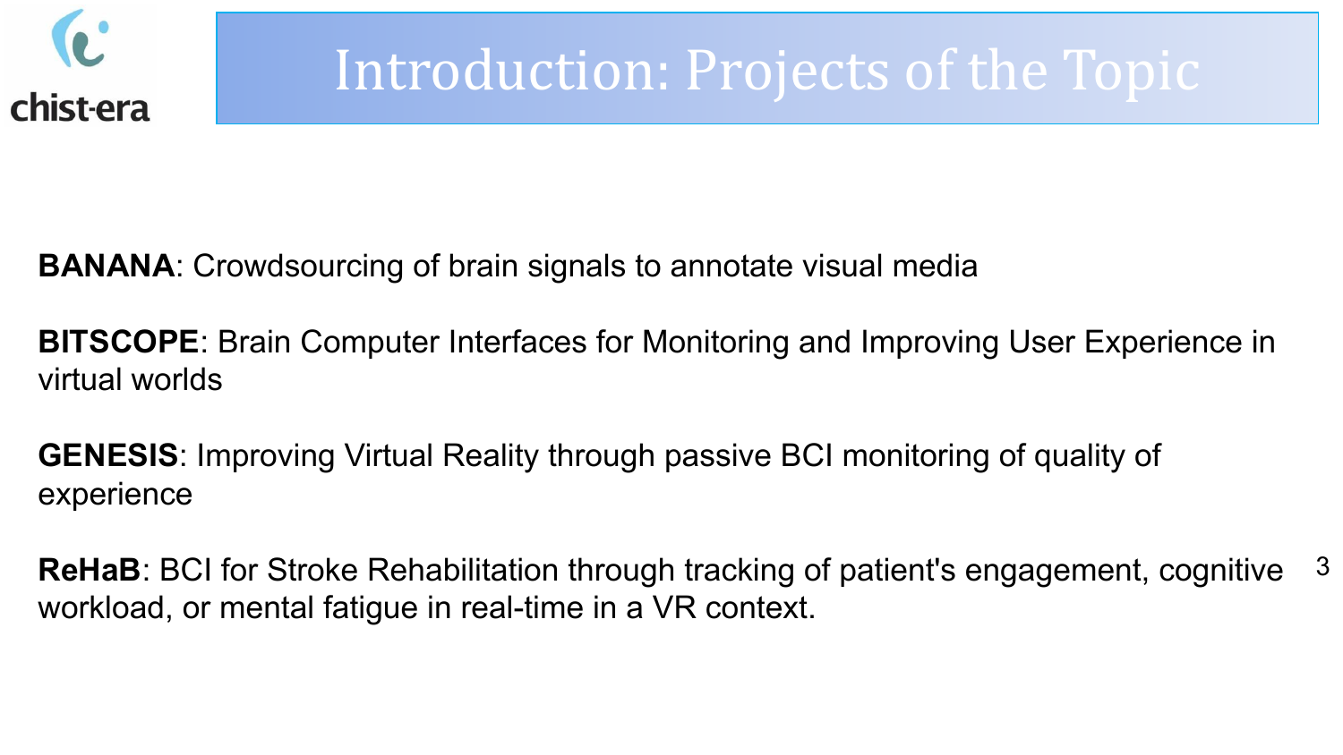# Introduction: Projects of the Topic

**BANANA**: Crowdsourcing of brain signals to annotate visual media

**BITSCOPE**: Brain Computer Interfaces for Monitoring and Improving User Experience in virtual worlds

**GENESIS**: Improving Virtual Reality through passive BCI monitoring of quality of experience

**ReHaB**: BCI for Stroke Rehabilitation through tracking of patient's engagement, cognitive workload, or mental fatigue in real-time in a VR context.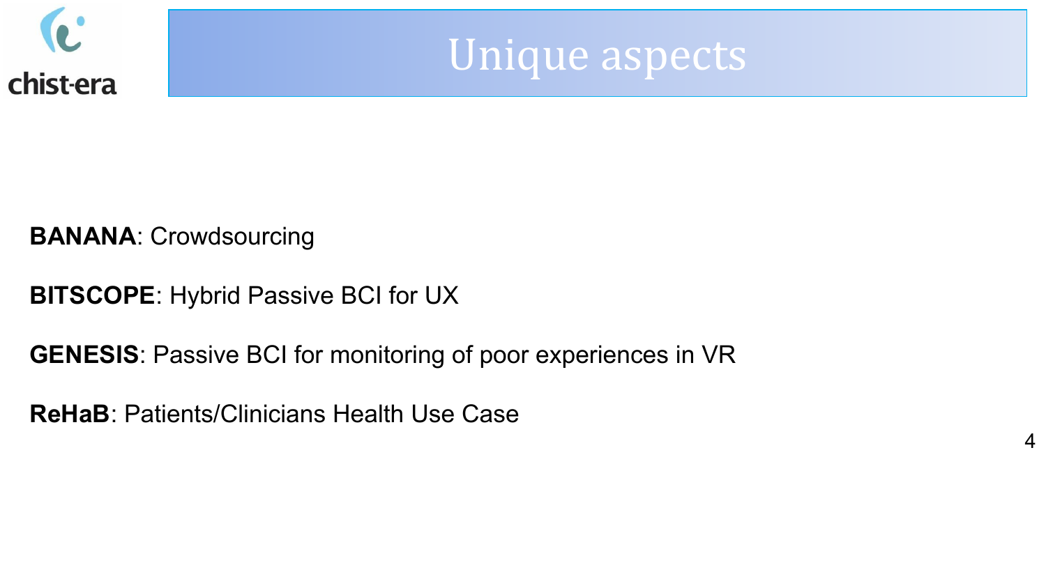# Unique aspects

**BANANA**: Crowdsourcing

**BITSCOPE**: Hybrid Passive BCI for UX

**GENESIS**: Passive BCI for monitoring of poor experiences in VR

**ReHaB**: Patients/Clinicians Health Use Case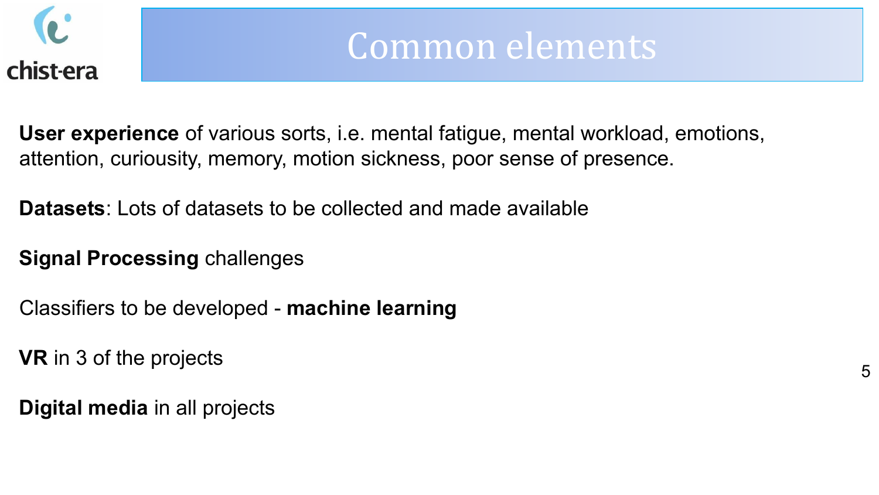# Common elements

**User experience** of various sorts, i.e. mental fatigue, mental workload, emotions, attention, curiousity, memory, motion sickness, poor sense of presence.

**Datasets**: Lots of datasets to be collected and made available

**Signal Processing** challenges

Classifiers to be developed - **machine learning**

**VR** in 3 of the projects

**Digital media** in all projects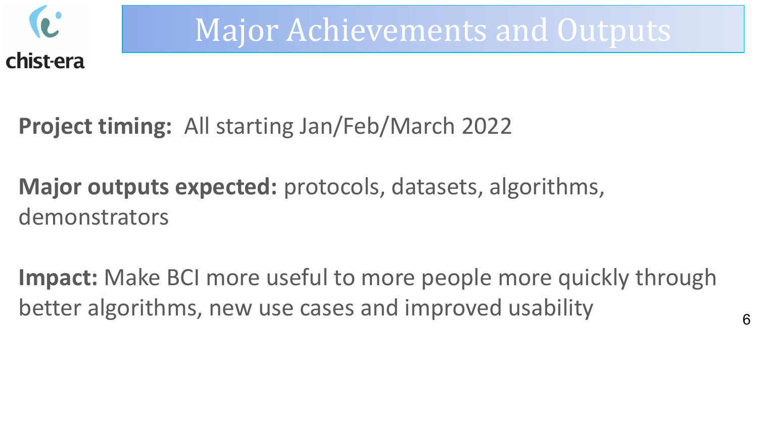# Major Achievements and Outputs

**Project timing:** All starting Jan/Feb/March 2022

**Major outputs expected:** protocols, datasets, algorithms, demonstrators

**Impact:** Make BCI more useful to more people more quickly through better algorithms, new use cases and improved usability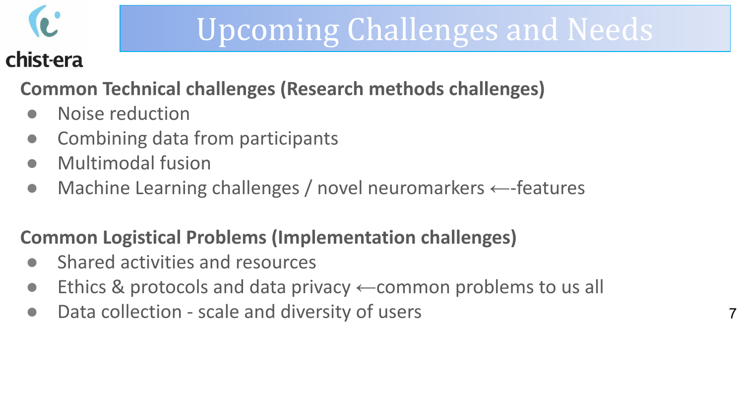# Upcoming Challenges and Needs

**Common Technical challenges (Research methods challenges)**

- Noise reduction
- Combining data from participants
- Multimodal fusion
- Machine Learning challenges / novel neuromarkers ⟵-features

**Common Logistical Problems (Implementation challenges)**

- Shared activities and resources
- Ethics & protocols and data privacy ⟵common problems to us all
- Data collection - scale and diversity of users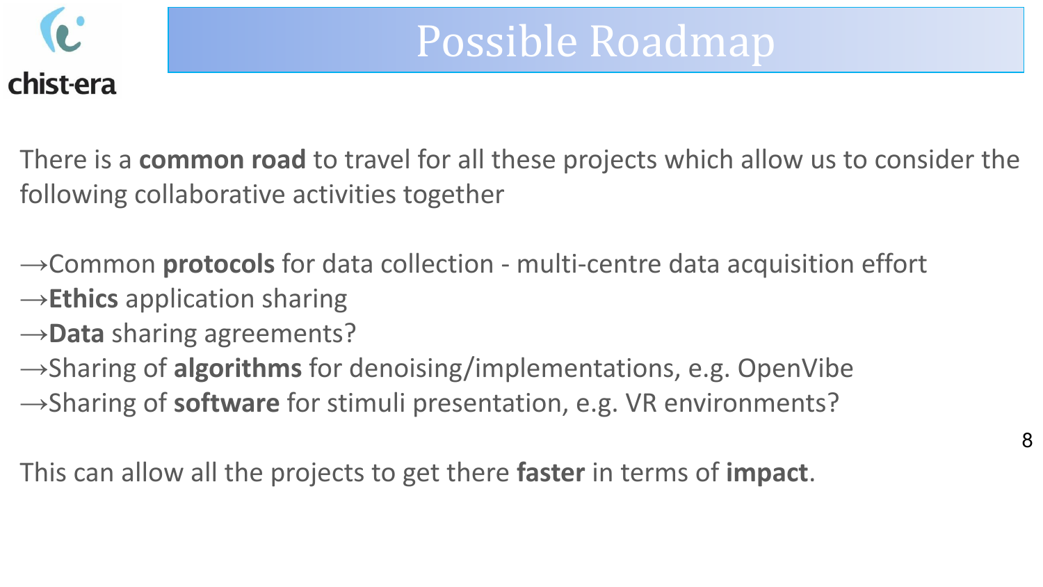# Possible Roadmap

There is a **common road** to travel for all these projects which allow us to consider the following collaborative activities together

→Common **protocols** for data collection - multi-centre data acquisition effort
→**Ethics** application sharing
→**Data** sharing agreements?
→Sharing of **algorithms** for denoising/implementations, e.g. OpenVibe
→Sharing of **software** for stimuli presentation, e.g. VR environments?

This can allow all the projects to get there **faster** in terms of **impact**.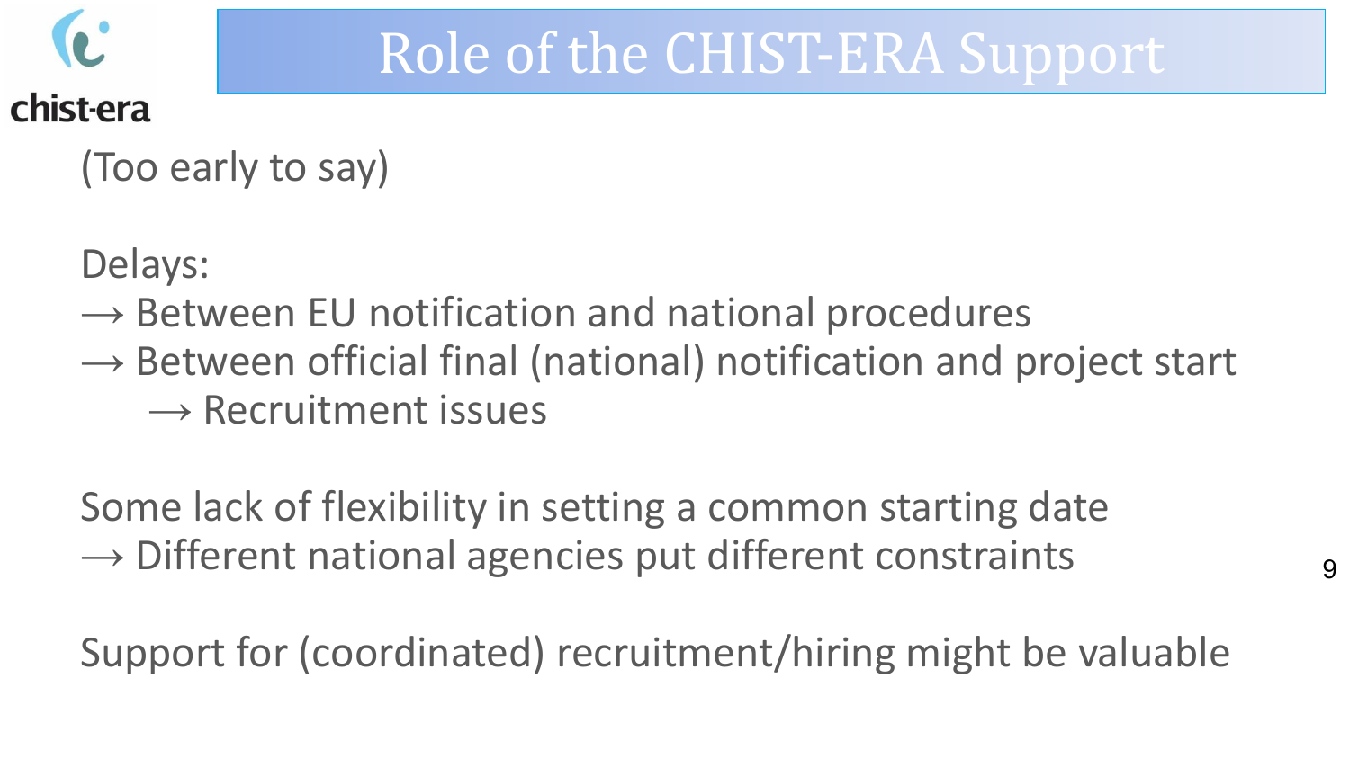# Role of the CHIST-ERA Support

(Too early to say)

Delays:
→ Between EU notification and national procedures
→ Between official final (national) notification and project start
  → Recruitment issues

Some lack of flexibility in setting a common starting date
→ Different national agencies put different constraints

Support for (coordinated) recruitment/hiring might be valuable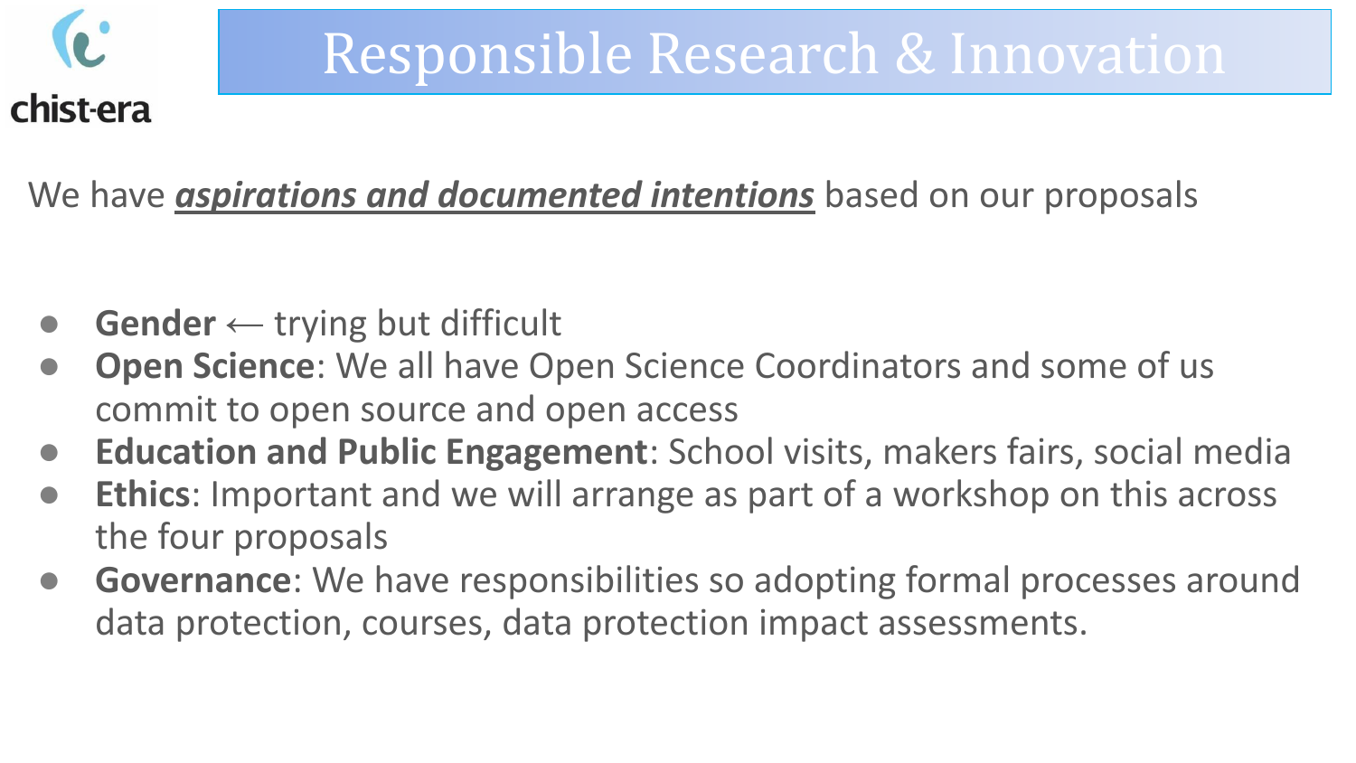# Responsible Research & Innovation

We have ***aspirations and documented intentions*** based on our proposals

- **Gender** ← trying but difficult
- **Open Science**: We all have Open Science Coordinators and some of us commit to open source and open access
- **Education and Public Engagement**: School visits, makers fairs, social media
- **Ethics**: Important and we will arrange as part of a workshop on this across the four proposals
- **Governance**: We have responsibilities so adopting formal processes around data protection, courses, data protection impact assessments.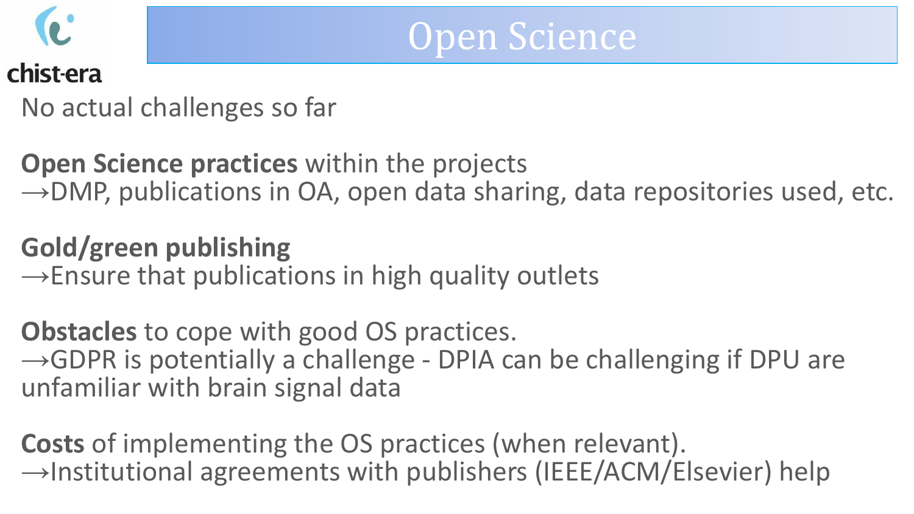# Open Science

No actual challenges so far

**Open Science practices** within the projects
→DMP, publications in OA, open data sharing, data repositories used, etc.

**Gold/green publishing**
→Ensure that publications in high quality outlets

**Obstacles** to cope with good OS practices.
→GDPR is potentially a challenge - DPIA can be challenging if DPU are unfamiliar with brain signal data

**Costs** of implementing the OS practices (when relevant).
→Institutional agreements with publishers (IEEE/ACM/Elsevier) help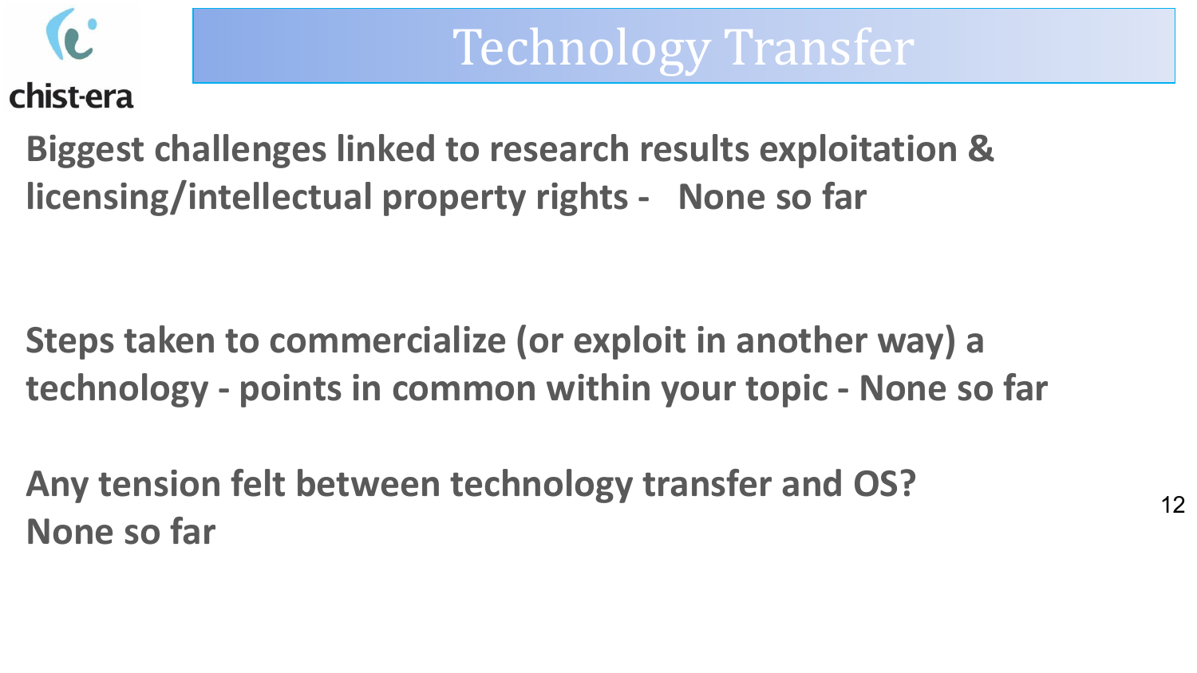# Technology Transfer

**Biggest challenges linked to research results exploitation & licensing/intellectual property rights - None so far**

**Steps taken to commercialize (or exploit in another way) a technology - points in common within your topic - None so far**

**Any tension felt between technology transfer and OS? None so far**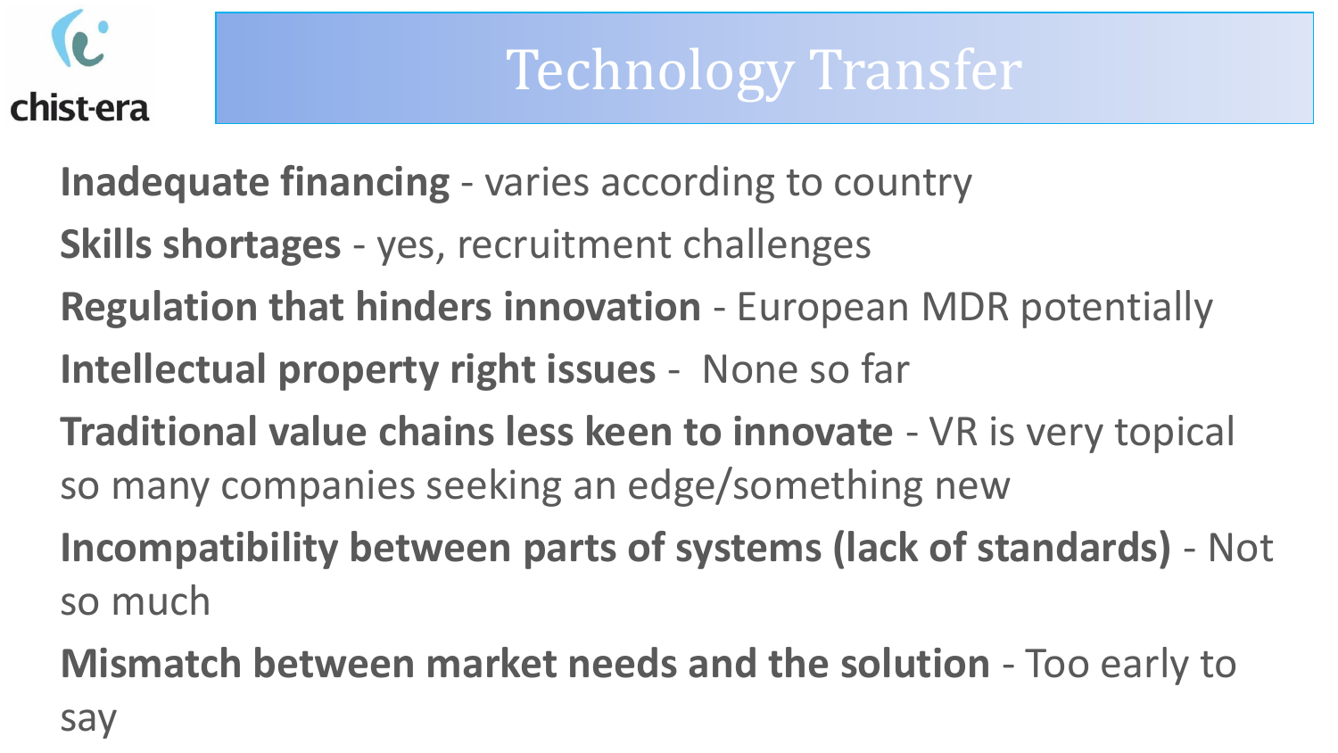# Technology Transfer

**Inadequate financing** - varies according to country

**Skills shortages** - yes, recruitment challenges

**Regulation that hinders innovation** - European MDR potentially

**Intellectual property right issues** - None so far

**Traditional value chains less keen to innovate** - VR is very topical so many companies seeking an edge/something new

**Incompatibility between parts of systems (lack of standards)** - Not so much

**Mismatch between market needs and the solution** - Too early to say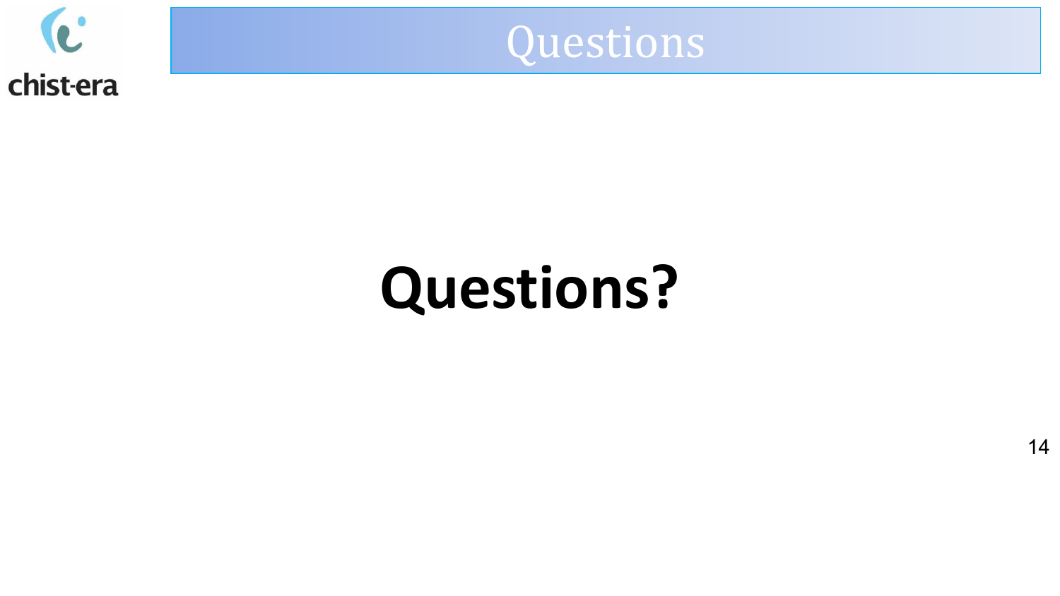# Questions

**Questions?**